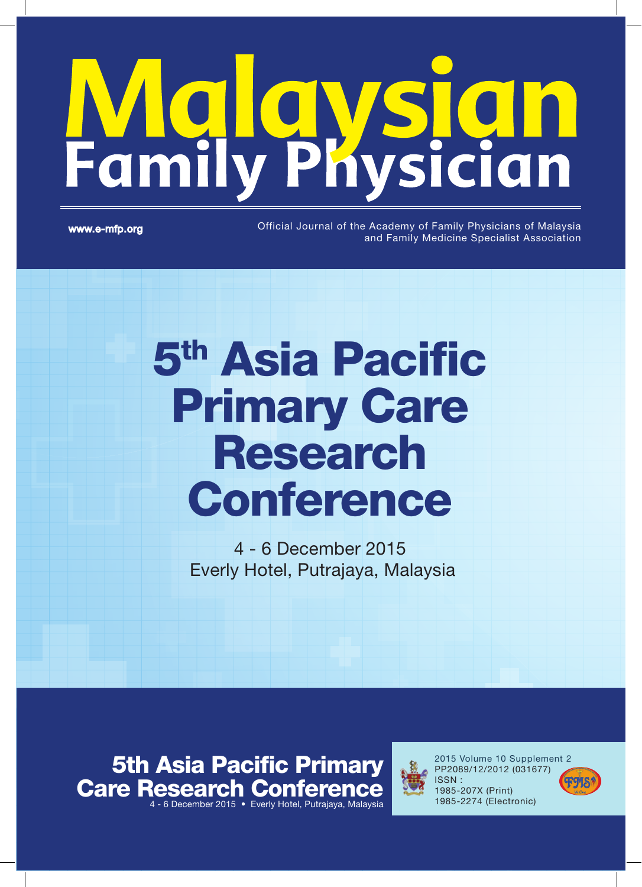# Malaysian Family Physician

www.e-mfp.org

Official Journal of the Academy of Family Physicians of Malaysia and Family Medicine Specialist Association

# 5th Asia Pacific Primary Care Research Conference

4 - 6 December 2015
Everly Hotel, Putrajaya, Malaysia

**5th Asia Pacific Primary Care Research Conference**
4 - 6 December 2015 • Everly Hotel, Putrajaya, Malaysia

2015 Volume 10 Supplement 2
PP2089/12/2012 (031677)
ISSN :
1985-207X (Print)
1985-2274 (Electronic)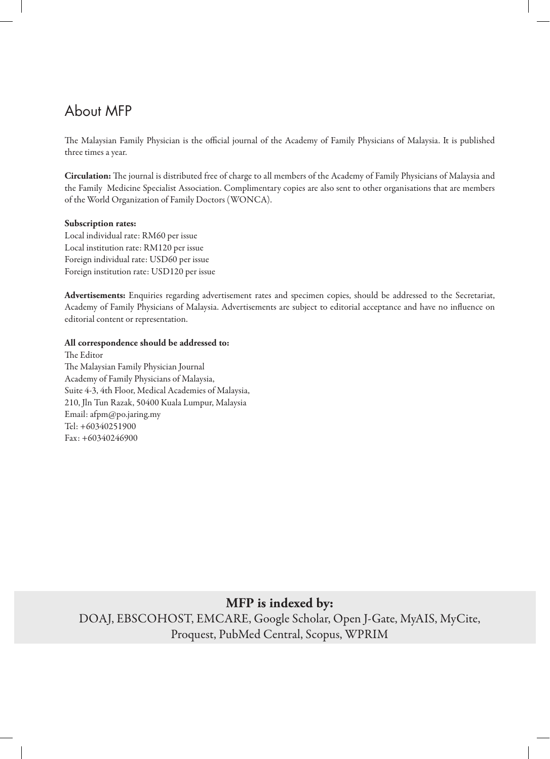# About MFP

The Malaysian Family Physician is the official journal of the Academy of Family Physicians of Malaysia. It is published three times a year.

**Circulation:** The journal is distributed free of charge to all members of the Academy of Family Physicians of Malaysia and the Family Medicine Specialist Association. Complimentary copies are also sent to other organisations that are members of the World Organization of Family Doctors (WONCA).

**Subscription rates:**
Local individual rate: RM60 per issue
Local institution rate: RM120 per issue
Foreign individual rate: USD60 per issue
Foreign institution rate: USD120 per issue

**Advertisements:** Enquiries regarding advertisement rates and specimen copies, should be addressed to the Secretariat, Academy of Family Physicians of Malaysia. Advertisements are subject to editorial acceptance and have no influence on editorial content or representation.

**All correspondence should be addressed to:**
The Editor
The Malaysian Family Physician Journal
Academy of Family Physicians of Malaysia,
Suite 4-3, 4th Floor, Medical Academies of Malaysia,
210, Jln Tun Razak, 50400 Kuala Lumpur, Malaysia
Email: afpm@po.jaring.my
Tel: +60340251900
Fax: +60340246900

**MFP is indexed by:**
DOAJ, EBSCOHOST, EMCARE, Google Scholar, Open J-Gate, MyAIS, MyCite, Proquest, PubMed Central, Scopus, WPRIM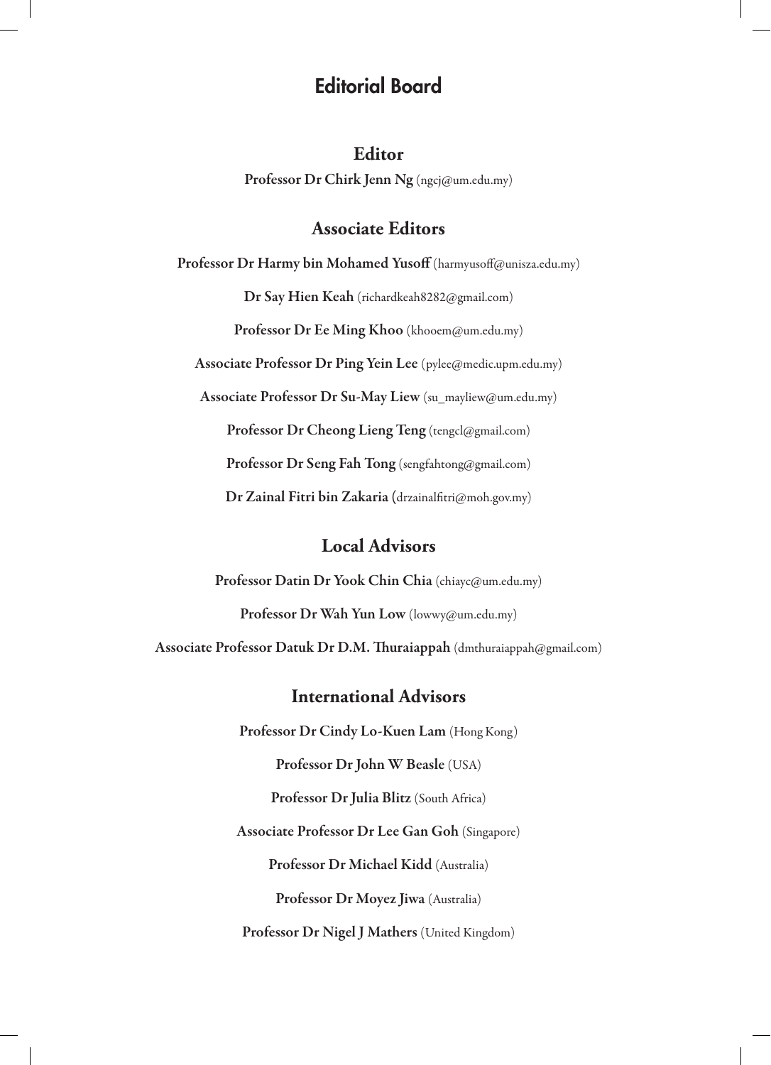# Editorial Board

## Editor

**Professor Dr Chirk Jenn Ng** (ngcj@um.edu.my)

## Associate Editors

**Professor Dr Harmy bin Mohamed Yusoff** (harmyusoff@unisza.edu.my)

**Dr Say Hien Keah** (richardkeah8282@gmail.com)

**Professor Dr Ee Ming Khoo** (khooem@um.edu.my)

**Associate Professor Dr Ping Yein Lee** (pylee@medic.upm.edu.my)

**Associate Professor Dr Su-May Liew** (su_mayliew@um.edu.my)

**Professor Dr Cheong Lieng Teng** (tengcl@gmail.com)

**Professor Dr Seng Fah Tong** (sengfahtong@gmail.com)

**Dr Zainal Fitri bin Zakaria (**drzainalfitri@moh.gov.my)

## Local Advisors

**Professor Datin Dr Yook Chin Chia** (chiayc@um.edu.my)

**Professor Dr Wah Yun Low** (lowwy@um.edu.my)

**Associate Professor Datuk Dr D.M. Thuraiappah** (dmthuraiappah@gmail.com)

## International Advisors

**Professor Dr Cindy Lo-Kuen Lam** (Hong Kong)

**Professor Dr John W Beasle** (USA)

**Professor Dr Julia Blitz** (South Africa)

**Associate Professor Dr Lee Gan Goh** (Singapore)

**Professor Dr Michael Kidd** (Australia)

**Professor Dr Moyez Jiwa** (Australia)

**Professor Dr Nigel J Mathers** (United Kingdom)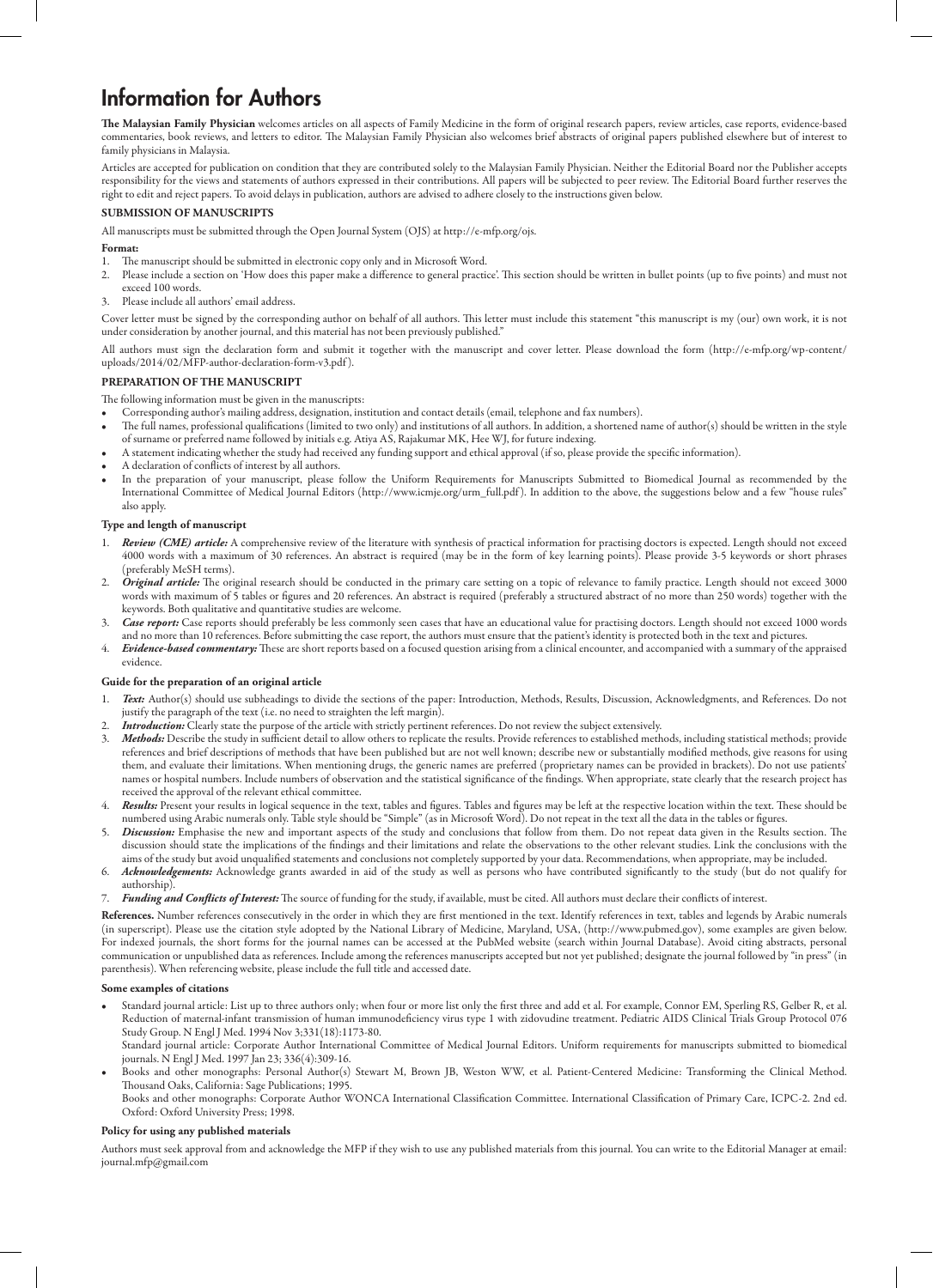# Information for Authors

**The Malaysian Family Physician** welcomes articles on all aspects of Family Medicine in the form of original research papers, review articles, case reports, evidence-based commentaries, book reviews, and letters to editor. The Malaysian Family Physician also welcomes brief abstracts of original papers published elsewhere but of interest to family physicians in Malaysia.

Articles are accepted for publication on condition that they are contributed solely to the Malaysian Family Physician. Neither the Editorial Board nor the Publisher accepts responsibility for the views and statements of authors expressed in their contributions. All papers will be subjected to peer review. The Editorial Board further reserves the right to edit and reject papers. To avoid delays in publication, authors are advised to adhere closely to the instructions given below.

## SUBMISSION OF MANUSCRIPTS

All manuscripts must be submitted through the Open Journal System (OJS) at http://e-mfp.org/ojs.

**Format:**

1. The manuscript should be submitted in electronic copy only and in Microsoft Word.
2. Please include a section on 'How does this paper make a difference to general practice'. This section should be written in bullet points (up to five points) and must not exceed 100 words.
3. Please include all authors' email address.

Cover letter must be signed by the corresponding author on behalf of all authors. This letter must include this statement "this manuscript is my (our) own work, it is not under consideration by another journal, and this material has not been previously published."

All authors must sign the declaration form and submit it together with the manuscript and cover letter. Please download the form (http://e-mfp.org/wp-content/uploads/2014/02/MFP-author-declaration-form-v3.pdf).

## PREPARATION OF THE MANUSCRIPT

The following information must be given in the manuscripts:

- Corresponding author's mailing address, designation, institution and contact details (email, telephone and fax numbers).
- The full names, professional qualifications (limited to two only) and institutions of all authors. In addition, a shortened name of author(s) should be written in the style of surname or preferred name followed by initials e.g. Atiya AS, Rajakumar MK, Hee WJ, for future indexing.
- A statement indicating whether the study had received any funding support and ethical approval (if so, please provide the specific information).
- A declaration of conflicts of interest by all authors.
- In the preparation of your manuscript, please follow the Uniform Requirements for Manuscripts Submitted to Biomedical Journal as recommended by the International Committee of Medical Journal Editors (http://www.icmje.org/urm_full.pdf). In addition to the above, the suggestions below and a few "house rules" also apply.

### Type and length of manuscript

1. ***Review (CME) article:*** A comprehensive review of the literature with synthesis of practical information for practising doctors is expected. Length should not exceed 4000 words with a maximum of 30 references. An abstract is required (may be in the form of key learning points). Please provide 3-5 keywords or short phrases (preferably MeSH terms).
2. ***Original article:*** The original research should be conducted in the primary care setting on a topic of relevance to family practice. Length should not exceed 3000 words with maximum of 5 tables or figures and 20 references. An abstract is required (preferably a structured abstract of no more than 250 words) together with the keywords. Both qualitative and quantitative studies are welcome.
3. ***Case report:*** Case reports should preferably be less commonly seen cases that have an educational value for practising doctors. Length should not exceed 1000 words and no more than 10 references. Before submitting the case report, the authors must ensure that the patient's identity is protected both in the text and pictures.
4. ***Evidence-based commentary:*** These are short reports based on a focused question arising from a clinical encounter, and accompanied with a summary of the appraised evidence.

### Guide for the preparation of an original article

1. ***Text:*** Author(s) should use subheadings to divide the sections of the paper: Introduction, Methods, Results, Discussion, Acknowledgments, and References. Do not justify the paragraph of the text (i.e. no need to straighten the left margin).
2. ***Introduction:*** Clearly state the purpose of the article with strictly pertinent references. Do not review the subject extensively.
3. ***Methods:*** Describe the study in sufficient detail to allow others to replicate the results. Provide references to established methods, including statistical methods; provide references and brief descriptions of methods that have been published but are not well known; describe new or substantially modified methods, give reasons for using them, and evaluate their limitations. When mentioning drugs, the generic names are preferred (proprietary names can be provided in brackets). Do not use patients' names or hospital numbers. Include numbers of observation and the statistical significance of the findings. When appropriate, state clearly that the research project has received the approval of the relevant ethical committee.
4. ***Results:*** Present your results in logical sequence in the text, tables and figures. Tables and figures may be left at the respective location within the text. These should be numbered using Arabic numerals only. Table style should be "Simple" (as in Microsoft Word). Do not repeat in the text all the data in the tables or figures.
5. ***Discussion:*** Emphasise the new and important aspects of the study and conclusions that follow from them. Do not repeat data given in the Results section. The discussion should state the implications of the findings and their limitations and relate the observations to the other relevant studies. Link the conclusions with the aims of the study but avoid unqualified statements and conclusions not completely supported by your data. Recommendations, when appropriate, may be included.
6. ***Acknowledgements:*** Acknowledge grants awarded in aid of the study as well as persons who have contributed significantly to the study (but do not qualify for authorship).
7. ***Funding and Conflicts of Interest:*** The source of funding for the study, if available, must be cited. All authors must declare their conflicts of interest.

**References.** Number references consecutively in the order in which they are first mentioned in the text. Identify references in text, tables and legends by Arabic numerals (in superscript). Please use the citation style adopted by the National Library of Medicine, Maryland, USA, (http://www.pubmed.gov), some examples are given below. For indexed journals, the short forms for the journal names can be accessed at the PubMed website (search within Journal Database). Avoid citing abstracts, personal communication or unpublished data as references. Include among the references manuscripts accepted but not yet published; designate the journal followed by "in press" (in parenthesis). When referencing website, please include the full title and accessed date.

### Some examples of citations

- Standard journal article: List up to three authors only; when four or more list only the first three and add et al. For example, Connor EM, Sperling RS, Gelber R, et al. Reduction of maternal-infant transmission of human immunodeficiency virus type 1 with zidovudine treatment. Pediatric AIDS Clinical Trials Group Protocol 076 Study Group. N Engl J Med. 1994 Nov 3;331(18):1173-80.

  Standard journal article: Corporate Author International Committee of Medical Journal Editors. Uniform requirements for manuscripts submitted to biomedical journals. N Engl J Med. 1997 Jan 23; 336(4):309-16.
- Books and other monographs: Personal Author(s) Stewart M, Brown JB, Weston WW, et al. Patient-Centered Medicine: Transforming the Clinical Method. Thousand Oaks, California: Sage Publications; 1995.

  Books and other monographs: Corporate Author WONCA International Classification Committee. International Classification of Primary Care, ICPC-2. 2nd ed. Oxford: Oxford University Press; 1998.

### Policy for using any published materials

Authors must seek approval from and acknowledge the MFP if they wish to use any published materials from this journal. You can write to the Editorial Manager at email: journal.mfp@gmail.com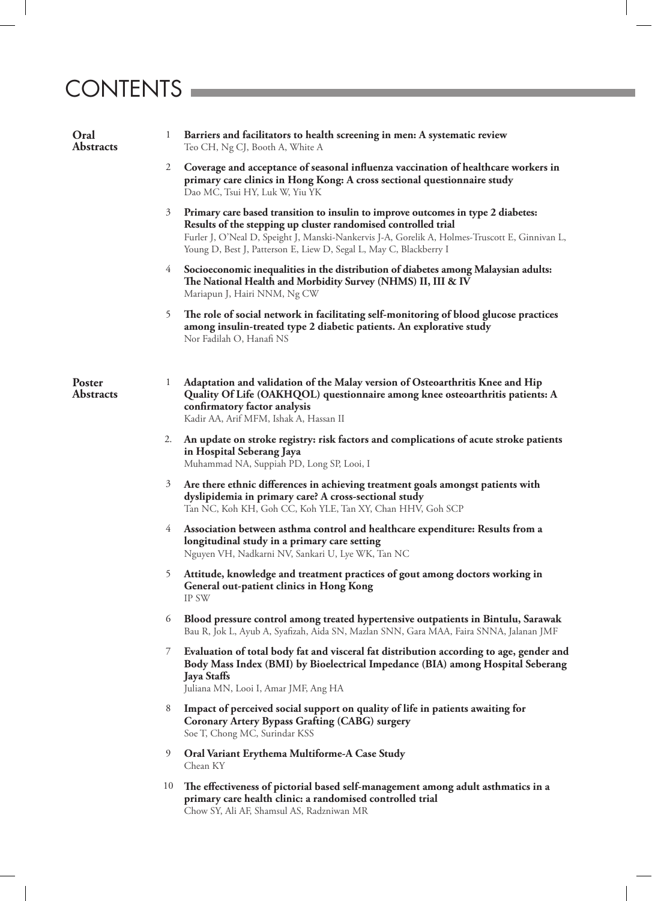# CONTENTS

## Oral Abstracts

1. **Barriers and facilitators to health screening in men: A systematic review**
   Teo CH, Ng CJ, Booth A, White A

2. **Coverage and acceptance of seasonal influenza vaccination of healthcare workers in primary care clinics in Hong Kong: A cross sectional questionnaire study**
   Dao MC, Tsui HY, Luk W, Yiu YK

3. **Primary care based transition to insulin to improve outcomes in type 2 diabetes: Results of the stepping up cluster randomised controlled trial**
   Furler J, O'Neal D, Speight J, Manski-Nankervis J-A, Gorelik A, Holmes-Truscott E, Ginnivan L, Young D, Best J, Patterson E, Liew D, Segal L, May C, Blackberry I

4. **Socioeconomic inequalities in the distribution of diabetes among Malaysian adults: The National Health and Morbidity Survey (NHMS) II, III & IV**
   Mariapun J, Hairi NNM, Ng CW

5. **The role of social network in facilitating self-monitoring of blood glucose practices among insulin-treated type 2 diabetic patients. An explorative study**
   Nor Fadilah O, Hanafi NS

## Poster Abstracts

1. **Adaptation and validation of the Malay version of Osteoarthritis Knee and Hip Quality Of Life (OAKHQOL) questionnaire among knee osteoarthritis patients: A confirmatory factor analysis**
   Kadir AA, Arif MFM, Ishak A, Hassan II

2. **An update on stroke registry: risk factors and complications of acute stroke patients in Hospital Seberang Jaya**
   Muhammad NA, Suppiah PD, Long SP, Looi, I

3. **Are there ethnic differences in achieving treatment goals amongst patients with dyslipidemia in primary care? A cross-sectional study**
   Tan NC, Koh KH, Goh CC, Koh YLE, Tan XY, Chan HHV, Goh SCP

4. **Association between asthma control and healthcare expenditure: Results from a longitudinal study in a primary care setting**
   Nguyen VH, Nadkarni NV, Sankari U, Lye WK, Tan NC

5. **Attitude, knowledge and treatment practices of gout among doctors working in General out-patient clinics in Hong Kong**
   IP SW

6. **Blood pressure control among treated hypertensive outpatients in Bintulu, Sarawak**
   Bau R, Jok L, Ayub A, Syafizah, Aida SN, Mazlan SNN, Gara MAA, Faira SNNA, Jalanan JMF

7. **Evaluation of total body fat and visceral fat distribution according to age, gender and Body Mass Index (BMI) by Bioelectrical Impedance (BIA) among Hospital Seberang Jaya Staffs**
   Juliana MN, Looi I, Amar JMF, Ang HA

8. **Impact of perceived social support on quality of life in patients awaiting for Coronary Artery Bypass Grafting (CABG) surgery**
   Soe T, Chong MC, Surindar KSS

9. **Oral Variant Erythema Multiforme-A Case Study**
   Chean KY

10. **The effectiveness of pictorial based self-management among adult asthmatics in a primary care health clinic: a randomised controlled trial**
    Chow SY, Ali AF, Shamsul AS, Radzniwan MR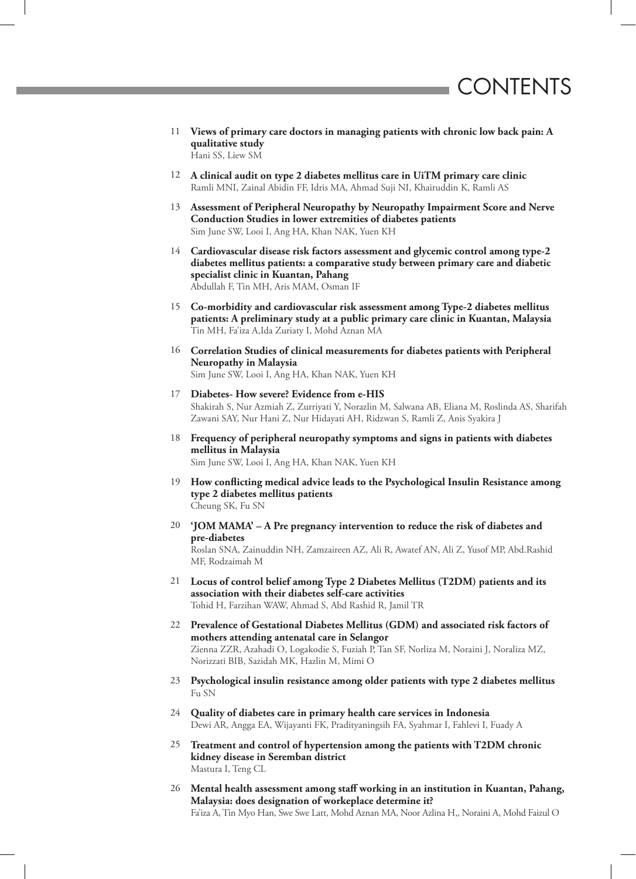# CONTENTS

11 **Views of primary care doctors in managing patients with chronic low back pain: A qualitative study**
Hani SS, Liew SM

12 **A clinical audit on type 2 diabetes mellitus care in UiTM primary care clinic**
Ramli MNI, Zainal Abidin FF, Idris MA, Ahmad Suji NI, Khairuddin K, Ramli AS

13 **Assessment of Peripheral Neuropathy by Neuropathy Impairment Score and Nerve Conduction Studies in lower extremities of diabetes patients**
Sim June SW, Looi I, Ang HA, Khan NAK, Yuen KH

14 **Cardiovascular disease risk factors assessment and glycemic control among type-2 diabetes mellitus patients: a comparative study between primary care and diabetic specialist clinic in Kuantan, Pahang**
Abdullah F, Tin MH, Aris MAM, Osman IF

15 **Co-morbidity and cardiovascular risk assessment among Type-2 diabetes mellitus patients: A preliminary study at a public primary care clinic in Kuantan, Malaysia**
Tin MH, Fa'iza A,Ida Zuriaty I, Mohd Aznan MA

16 **Correlation Studies of clinical measurements for diabetes patients with Peripheral Neuropathy in Malaysia**
Sim June SW, Looi I, Ang HA, Khan NAK, Yuen KH

17 **Diabetes- How severe? Evidence from e-HIS**
Shakirah S, Nur Azmiah Z, Zurriyati Y, Norazlin M, Salwana AB, Eliana M, Roslinda AS, Sharifah Zawani SAY, Nur Hani Z, Nur Hidayati AH, Ridzwan S, Ramli Z, Anis Syakira J

18 **Frequency of peripheral neuropathy symptoms and signs in patients with diabetes mellitus in Malaysia**
Sim June SW, Looi I, Ang HA, Khan NAK, Yuen KH

19 **How conflicting medical advice leads to the Psychological Insulin Resistance among type 2 diabetes mellitus patients**
Cheung SK, Fu SN

20 **'JOM MAMA' – A Pre pregnancy intervention to reduce the risk of diabetes and pre-diabetes**
Roslan SNA, Zainuddin NH, Zamzaireen AZ, Ali R, Awatef AN, Ali Z, Yusof MP, Abd.Rashid MF, Rodzaimah M

21 **Locus of control belief among Type 2 Diabetes Mellitus (T2DM) patients and its association with their diabetes self-care activities**
Tohid H, Farzihan WAW, Ahmad S, Abd Rashid R, Jamil TR

22 **Prevalence of Gestational Diabetes Mellitus (GDM) and associated risk factors of mothers attending antenatal care in Selangor**
Zienna ZZR, Azahadi O, Logakodie S, Fuziah P, Tan SF, Norliza M, Noraini J, Noraliza MZ, Norizzati BIB, Sazidah MK, Hazlin M, Mimi O

23 **Psychological insulin resistance among older patients with type 2 diabetes mellitus**
Fu SN

24 **Quality of diabetes care in primary health care services in Indonesia**
Dewi AR, Angga EA, Wijayanti FK, Pradityaningsih FA, Syahmar I, Fahlevi I, Fuady A

25 **Treatment and control of hypertension among the patients with T2DM chronic kidney disease in Seremban district**
Mastura I, Teng CL

26 **Mental health assessment among staff working in an institution in Kuantan, Pahang, Malaysia: does designation of workeplace determine it?**
Fa'iza A, Tin Myo Han, Swe Swe Latt, Mohd Aznan MA, Noor Azlina H,, Noraini A, Mohd Faizul O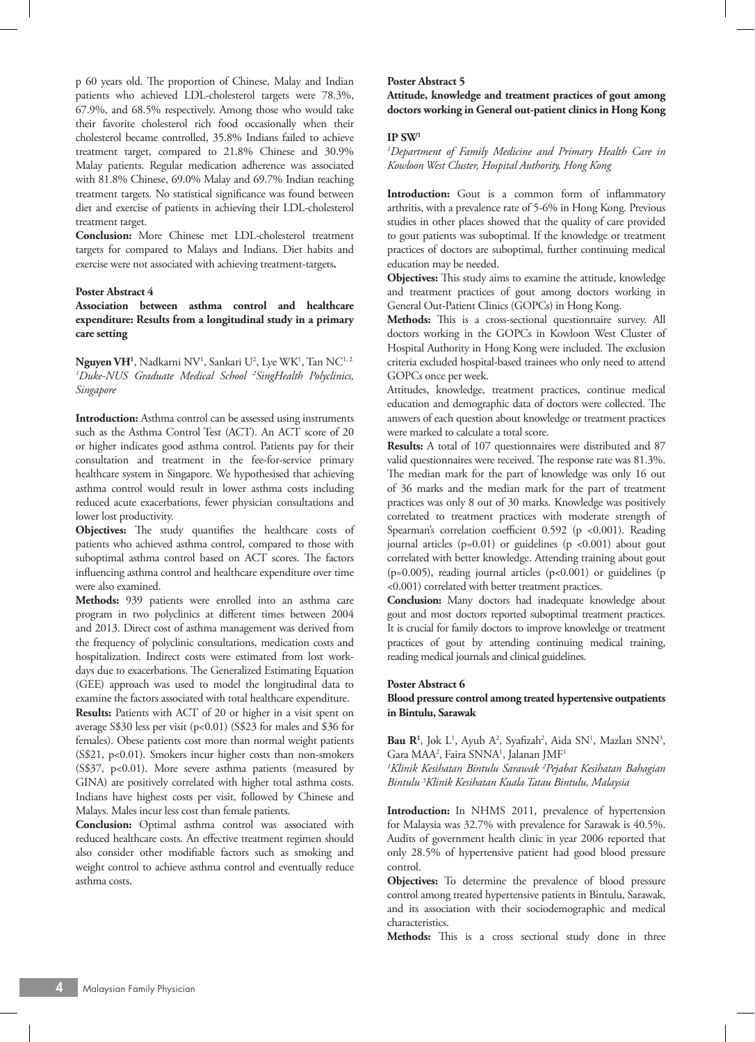p 60 years old. The proportion of Chinese, Malay and Indian patients who achieved LDL-cholesterol targets were 78.3%, 67.9%, and 68.5% respectively. Among those who would take their favorite cholesterol rich food occasionally when their cholesterol became controlled, 35.8% Indians failed to achieve treatment target, compared to 21.8% Chinese and 30.9% Malay patients. Regular medication adherence was associated with 81.8% Chinese, 69.0% Malay and 69.7% Indian reaching treatment targets. No statistical significance was found between diet and exercise of patients in achieving their LDL-cholesterol treatment target.

**Conclusion:** More Chinese met LDL-cholesterol treatment targets for compared to Malays and Indians. Diet habits and exercise were not associated with achieving treatment-targets**.**

**Poster Abstract 4**

**Association between asthma control and healthcare expenditure: Results from a longitudinal study in a primary care setting**

**Nguyen VH**[1], Nadkarni NV[1], Sankari U[2], Lye WK[1], Tan NC[1, 2]

*[1]Duke-NUS Graduate Medical School [2]SingHealth Polyclinics, Singapore*

**Introduction:** Asthma control can be assessed using instruments such as the Asthma Control Test (ACT). An ACT score of 20 or higher indicates good asthma control. Patients pay for their consultation and treatment in the fee-for-service primary healthcare system in Singapore. We hypothesised that achieving asthma control would result in lower asthma costs including reduced acute exacerbations, fewer physician consultations and lower lost productivity.

**Objectives:** The study quantifies the healthcare costs of patients who achieved asthma control, compared to those with suboptimal asthma control based on ACT scores. The factors influencing asthma control and healthcare expenditure over time were also examined.

**Methods:** 939 patients were enrolled into an asthma care program in two polyclinics at different times between 2004 and 2013. Direct cost of asthma management was derived from the frequency of polyclinic consultations, medication costs and hospitalization. Indirect costs were estimated from lost work-days due to exacerbations. The Generalized Estimating Equation (GEE) approach was used to model the longitudinal data to examine the factors associated with total healthcare expenditure.

**Results:** Patients with ACT of 20 or higher in a visit spent on average S$30 less per visit ($p<0.01$) (S$23 for males and $36 for females). Obese patients cost more than normal weight patients (S$21, $p<0.01$). Smokers incur higher costs than non-smokers (S$37, $p<0.01$). More severe asthma patients (measured by GINA) are positively correlated with higher total asthma costs. Indians have highest costs per visit, followed by Chinese and Malays. Males incur less cost than female patients.

**Conclusion:** Optimal asthma control was associated with reduced healthcare costs. An effective treatment regimen should also consider other modifiable factors such as smoking and weight control to achieve asthma control and eventually reduce asthma costs.

**Poster Abstract 5**

**Attitude, knowledge and treatment practices of gout among doctors working in General out-patient clinics in Hong Kong**

**IP SW**[1]

*[1]Department of Family Medicine and Primary Health Care in Kowloon West Cluster, Hospital Authority, Hong Kong*

**Introduction:** Gout is a common form of inflammatory arthritis, with a prevalence rate of 5-6% in Hong Kong. Previous studies in other places showed that the quality of care provided to gout patients was suboptimal. If the knowledge or treatment practices of doctors are suboptimal, further continuing medical education may be needed.

**Objectives:** This study aims to examine the attitude, knowledge and treatment practices of gout among doctors working in General Out-Patient Clinics (GOPCs) in Hong Kong.

**Methods:** This is a cross-sectional questionnaire survey. All doctors working in the GOPCs in Kowloon West Cluster of Hospital Authority in Hong Kong were included. The exclusion criteria excluded hospital-based trainees who only need to attend GOPCs once per week.

Attitudes, knowledge, treatment practices, continue medical education and demographic data of doctors were collected. The answers of each question about knowledge or treatment practices were marked to calculate a total score.

**Results:** A total of 107 questionnaires were distributed and 87 valid questionnaires were received. The response rate was 81.3%. The median mark for the part of knowledge was only 16 out of 36 marks and the median mark for the part of treatment practices was only 8 out of 30 marks. Knowledge was positively correlated to treatment practices with moderate strength of Spearman's correlation coefficient 0.592 ($p<0.001$). Reading journal articles ($p=0.01$) or guidelines ($p<0.001$) about gout correlated with better knowledge. Attending training about gout ($p=0.005$), reading journal articles ($p<0.001$) or guidelines ($p<0.001$) correlated with better treatment practices.

**Conclusion:** Many doctors had inadequate knowledge about gout and most doctors reported suboptimal treatment practices. It is crucial for family doctors to improve knowledge or treatment practices of gout by attending continuing medical training, reading medical journals and clinical guidelines.

**Poster Abstract 6**

**Blood pressure control among treated hypertensive outpatients in Bintulu, Sarawak**

**Bau R**[1], Jok L[1], Ayub A[2], Syafizah[2], Aida SN[1], Mazlan SNN[3], Gara MAA[2], Faira SNNA[1], Jalanan JMF[1]

*[1]Klinik Kesihatan Bintulu Sarawak [2]Pejabat Kesihatan Bahagian Bintulu [3]Klinik Kesihatan Kuala Tatau Bintulu, Malaysia*

**Introduction:** In NHMS 2011, prevalence of hypertension for Malaysia was 32.7% with prevalence for Sarawak is 40.5%. Audits of government health clinic in year 2006 reported that only 28.5% of hypertensive patient had good blood pressure control.

**Objectives:** To determine the prevalence of blood pressure control among treated hypertensive patients in Bintulu, Sarawak, and its association with their sociodemographic and medical characteristics.

**Methods:** This is a cross sectional study done in three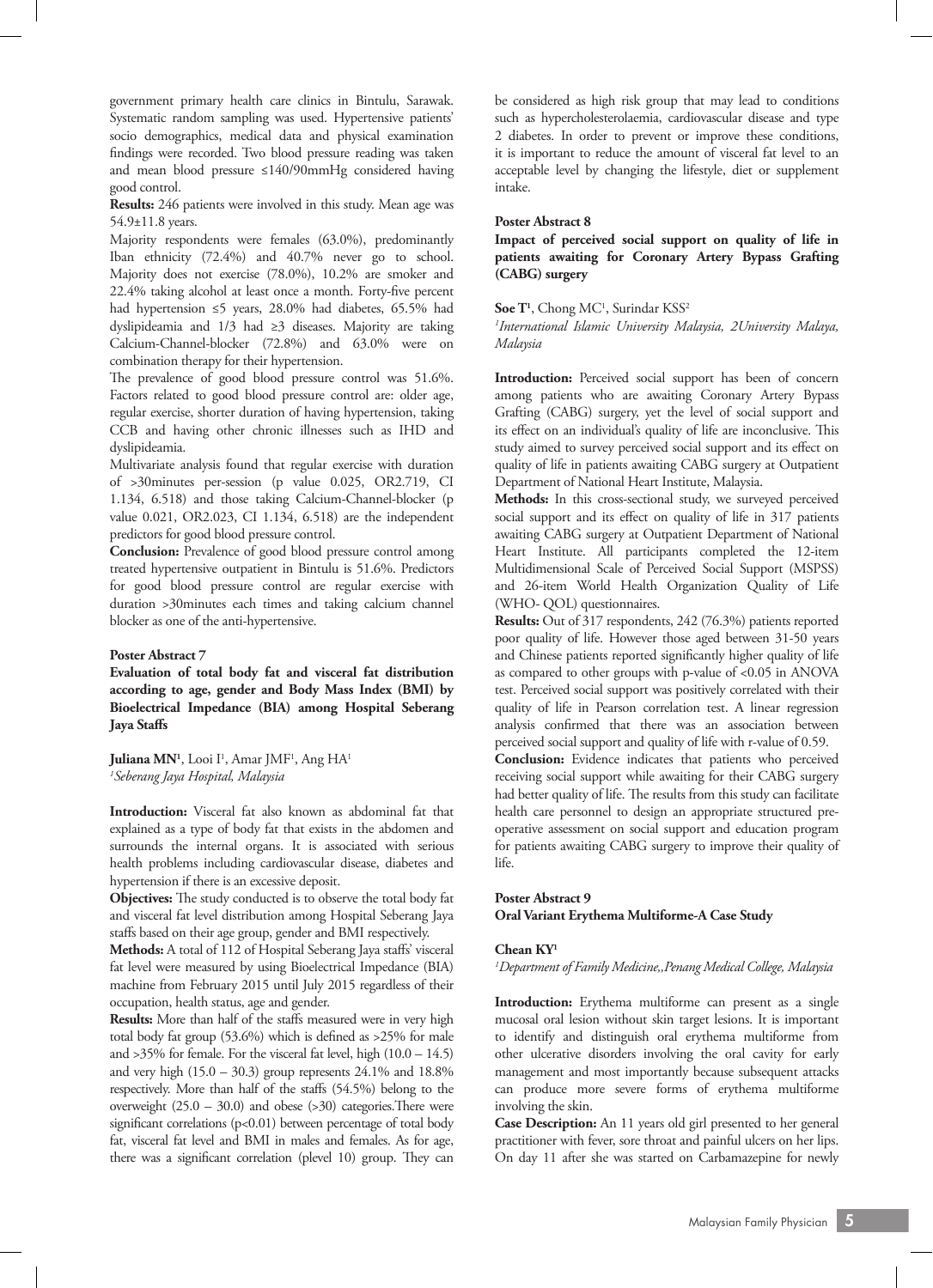government primary health care clinics in Bintulu, Sarawak. Systematic random sampling was used. Hypertensive patients' socio demographics, medical data and physical examination findings were recorded. Two blood pressure reading was taken and mean blood pressure ≤140/90mmHg considered having good control.

**Results:** 246 patients were involved in this study. Mean age was 54.9±11.8 years.

Majority respondents were females (63.0%), predominantly Iban ethnicity (72.4%) and 40.7% never go to school. Majority does not exercise (78.0%), 10.2% are smoker and 22.4% taking alcohol at least once a month. Forty-five percent had hypertension ≤5 years, 28.0% had diabetes, 65.5% had dyslipideamia and 1/3 had ≥3 diseases. Majority are taking Calcium-Channel-blocker (72.8%) and 63.0% were on combination therapy for their hypertension.

The prevalence of good blood pressure control was 51.6%. Factors related to good blood pressure control are: older age, regular exercise, shorter duration of having hypertension, taking CCB and having other chronic illnesses such as IHD and dyslipideamia.

Multivariate analysis found that regular exercise with duration of >30minutes per-session (p value 0.025, OR2.719, CI 1.134, 6.518) and those taking Calcium-Channel-blocker (p value 0.021, OR2.023, CI 1.134, 6.518) are the independent predictors for good blood pressure control.

**Conclusion:** Prevalence of good blood pressure control among treated hypertensive outpatient in Bintulu is 51.6%. Predictors for good blood pressure control are regular exercise with duration >30minutes each times and taking calcium channel blocker as one of the anti-hypertensive.

### Poster Abstract 7

**Evaluation of total body fat and visceral fat distribution according to age, gender and Body Mass Index (BMI) by Bioelectrical Impedance (BIA) among Hospital Seberang Jaya Staffs**

**Juliana MN**[1], Looi I[1], Amar JMF[1], Ang HA[1]

[1]*Seberang Jaya Hospital, Malaysia*

**Introduction:** Visceral fat also known as abdominal fat that explained as a type of body fat that exists in the abdomen and surrounds the internal organs. It is associated with serious health problems including cardiovascular disease, diabetes and hypertension if there is an excessive deposit.

**Objectives:** The study conducted is to observe the total body fat and visceral fat level distribution among Hospital Seberang Jaya staffs based on their age group, gender and BMI respectively.

**Methods:** A total of 112 of Hospital Seberang Jaya staffs' visceral fat level were measured by using Bioelectrical Impedance (BIA) machine from February 2015 until July 2015 regardless of their occupation, health status, age and gender.

**Results:** More than half of the staffs measured were in very high total body fat group (53.6%) which is defined as >25% for male and >35% for female. For the visceral fat level, high (10.0 – 14.5) and very high (15.0 – 30.3) group represents 24.1% and 18.8% respectively. More than half of the staffs (54.5%) belong to the overweight (25.0 – 30.0) and obese (>30) categories.There were significant correlations (p<0.01) between percentage of total body fat, visceral fat level and BMI in males and females. As for age, there was a significant correlation (plevel 10) group. They can be considered as high risk group that may lead to conditions such as hypercholesterolaemia, cardiovascular disease and type 2 diabetes. In order to prevent or improve these conditions, it is important to reduce the amount of visceral fat level to an acceptable level by changing the lifestyle, diet or supplement intake.

### Poster Abstract 8

**Impact of perceived social support on quality of life in patients awaiting for Coronary Artery Bypass Grafting (CABG) surgery**

**Soe T**[1], Chong MC[1], Surindar KSS[2]

[1]*International Islamic University Malaysia, 2University Malaya, Malaysia*

**Introduction:** Perceived social support has been of concern among patients who are awaiting Coronary Artery Bypass Grafting (CABG) surgery, yet the level of social support and its effect on an individual's quality of life are inconclusive. This study aimed to survey perceived social support and its effect on quality of life in patients awaiting CABG surgery at Outpatient Department of National Heart Institute, Malaysia.

**Methods:** In this cross-sectional study, we surveyed perceived social support and its effect on quality of life in 317 patients awaiting CABG surgery at Outpatient Department of National Heart Institute. All participants completed the 12-item Multidimensional Scale of Perceived Social Support (MSPSS) and 26-item World Health Organization Quality of Life (WHO- QOL) questionnaires.

**Results:** Out of 317 respondents, 242 (76.3%) patients reported poor quality of life. However those aged between 31-50 years and Chinese patients reported significantly higher quality of life as compared to other groups with p-value of <0.05 in ANOVA test. Perceived social support was positively correlated with their quality of life in Pearson correlation test. A linear regression analysis confirmed that there was an association between perceived social support and quality of life with r-value of 0.59.

**Conclusion:** Evidence indicates that patients who perceived receiving social support while awaiting for their CABG surgery had better quality of life. The results from this study can facilitate health care personnel to design an appropriate structured pre-operative assessment on social support and education program for patients awaiting CABG surgery to improve their quality of life.

### Poster Abstract 9

**Oral Variant Erythema Multiforme-A Case Study**

**Chean KY**[1]

[1]*Department of Family Medicine,,Penang Medical College, Malaysia*

**Introduction:** Erythema multiforme can present as a single mucosal oral lesion without skin target lesions. It is important to identify and distinguish oral erythema multiforme from other ulcerative disorders involving the oral cavity for early management and most importantly because subsequent attacks can produce more severe forms of erythema multiforme involving the skin.

**Case Description:** An 11 years old girl presented to her general practitioner with fever, sore throat and painful ulcers on her lips. On day 11 after she was started on Carbamazepine for newly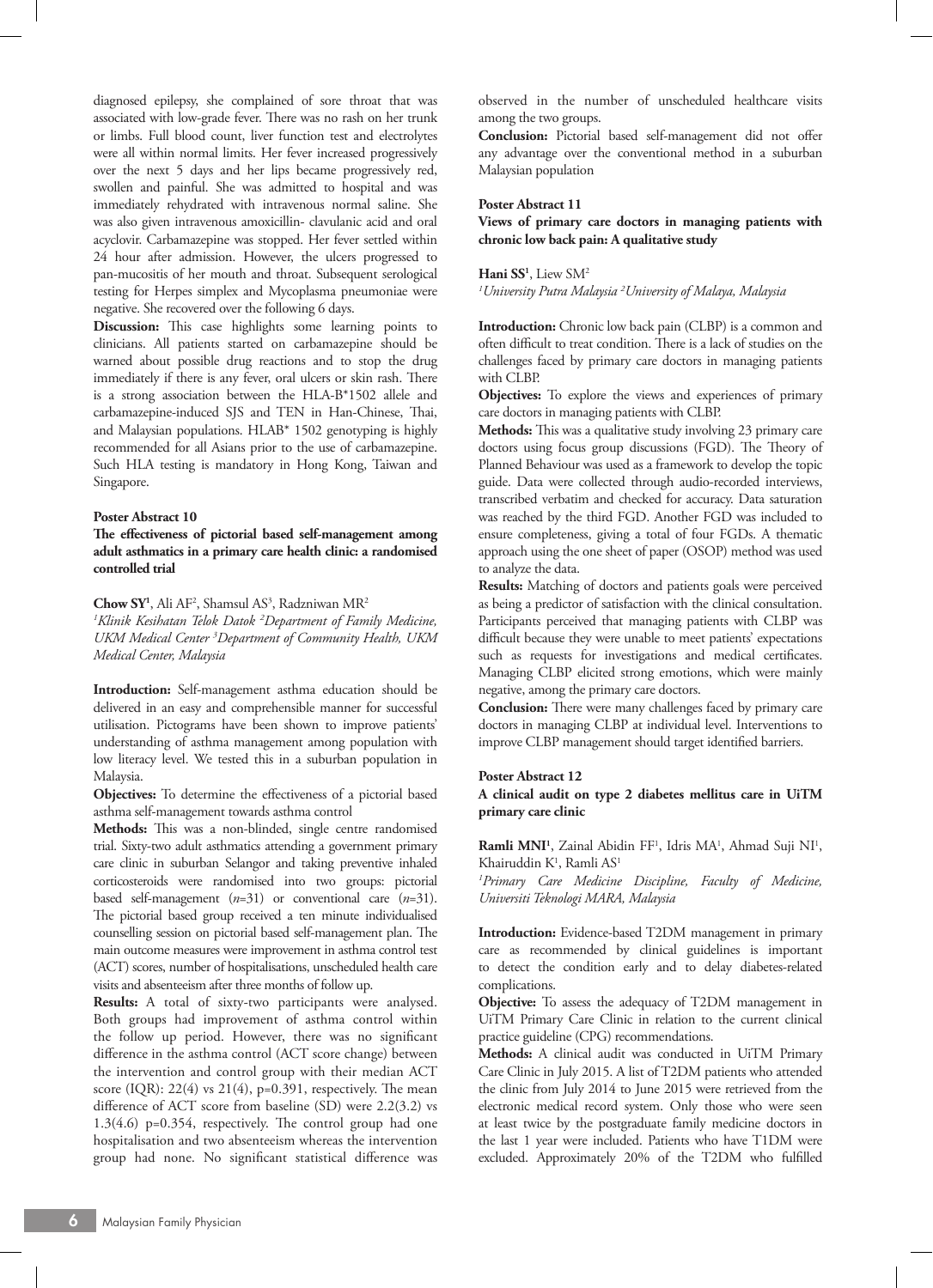diagnosed epilepsy, she complained of sore throat that was associated with low-grade fever. There was no rash on her trunk or limbs. Full blood count, liver function test and electrolytes were all within normal limits. Her fever increased progressively over the next 5 days and her lips became progressively red, swollen and painful. She was admitted to hospital and was immediately rehydrated with intravenous normal saline. She was also given intravenous amoxicillin- clavulanic acid and oral acyclovir. Carbamazepine was stopped. Her fever settled within 24 hour after admission. However, the ulcers progressed to pan-mucositis of her mouth and throat. Subsequent serological testing for Herpes simplex and Mycoplasma pneumoniae were negative. She recovered over the following 6 days.

**Discussion:** This case highlights some learning points to clinicians. All patients started on carbamazepine should be warned about possible drug reactions and to stop the drug immediately if there is any fever, oral ulcers or skin rash. There is a strong association between the HLA-B*1502 allele and carbamazepine-induced SJS and TEN in Han-Chinese, Thai, and Malaysian populations. HLAB* 1502 genotyping is highly recommended for all Asians prior to the use of carbamazepine. Such HLA testing is mandatory in Hong Kong, Taiwan and Singapore.

**Poster Abstract 10**

**The effectiveness of pictorial based self-management among adult asthmatics in a primary care health clinic: a randomised controlled trial**

**Chow SY[1]**, Ali AF[2], Shamsul AS[3], Radzniwan MR[2]

*[1]Klinik Kesihatan Telok Datok [2]Department of Family Medicine, UKM Medical Center [3]Department of Community Health, UKM Medical Center, Malaysia*

**Introduction:** Self-management asthma education should be delivered in an easy and comprehensible manner for successful utilisation. Pictograms have been shown to improve patients' understanding of asthma management among population with low literacy level. We tested this in a suburban population in Malaysia.

**Objectives:** To determine the effectiveness of a pictorial based asthma self-management towards asthma control

**Methods:** This was a non-blinded, single centre randomised trial. Sixty-two adult asthmatics attending a government primary care clinic in suburban Selangor and taking preventive inhaled corticosteroids were randomised into two groups: pictorial based self-management ($n$=31) or conventional care ($n$=31). The pictorial based group received a ten minute individualised counselling session on pictorial based self-management plan. The main outcome measures were improvement in asthma control test (ACT) scores, number of hospitalisations, unscheduled health care visits and absenteeism after three months of follow up.

**Results:** A total of sixty-two participants were analysed. Both groups had improvement of asthma control within the follow up period. However, there was no significant difference in the asthma control (ACT score change) between the intervention and control group with their median ACT score (IQR): 22(4) vs 21(4), p=0.391, respectively. The mean difference of ACT score from baseline (SD) were 2.2(3.2) vs 1.3(4.6) p=0.354, respectively. The control group had one hospitalisation and two absenteeism whereas the intervention group had none. No significant statistical difference was observed in the number of unscheduled healthcare visits among the two groups.

**Conclusion:** Pictorial based self-management did not offer any advantage over the conventional method in a suburban Malaysian population

**Poster Abstract 11**

**Views of primary care doctors in managing patients with chronic low back pain: A qualitative study**

**Hani SS[1]**, Liew SM[2]

*[1]University Putra Malaysia [2]University of Malaya, Malaysia*

**Introduction:** Chronic low back pain (CLBP) is a common and often difficult to treat condition. There is a lack of studies on the challenges faced by primary care doctors in managing patients with CLBP.

**Objectives:** To explore the views and experiences of primary care doctors in managing patients with CLBP.

**Methods:** This was a qualitative study involving 23 primary care doctors using focus group discussions (FGD). The Theory of Planned Behaviour was used as a framework to develop the topic guide. Data were collected through audio-recorded interviews, transcribed verbatim and checked for accuracy. Data saturation was reached by the third FGD. Another FGD was included to ensure completeness, giving a total of four FGDs. A thematic approach using the one sheet of paper (OSOP) method was used to analyze the data.

**Results:** Matching of doctors and patients goals were perceived as being a predictor of satisfaction with the clinical consultation. Participants perceived that managing patients with CLBP was difficult because they were unable to meet patients' expectations such as requests for investigations and medical certificates. Managing CLBP elicited strong emotions, which were mainly negative, among the primary care doctors.

**Conclusion:** There were many challenges faced by primary care doctors in managing CLBP at individual level. Interventions to improve CLBP management should target identified barriers.

**Poster Abstract 12**

**A clinical audit on type 2 diabetes mellitus care in UiTM primary care clinic**

**Ramli MNI[1]**, Zainal Abidin FF[1], Idris MA[1], Ahmad Suji NI[1], Khairuddin K[1], Ramli AS[1]

*[1]Primary Care Medicine Discipline, Faculty of Medicine, Universiti Teknologi MARA, Malaysia*

**Introduction:** Evidence-based T2DM management in primary care as recommended by clinical guidelines is important to detect the condition early and to delay diabetes-related complications.

**Objective:** To assess the adequacy of T2DM management in UiTM Primary Care Clinic in relation to the current clinical practice guideline (CPG) recommendations.

**Methods:** A clinical audit was conducted in UiTM Primary Care Clinic in July 2015. A list of T2DM patients who attended the clinic from July 2014 to June 2015 were retrieved from the electronic medical record system. Only those who were seen at least twice by the postgraduate family medicine doctors in the last 1 year were included. Patients who have T1DM were excluded. Approximately 20% of the T2DM who fulfilled